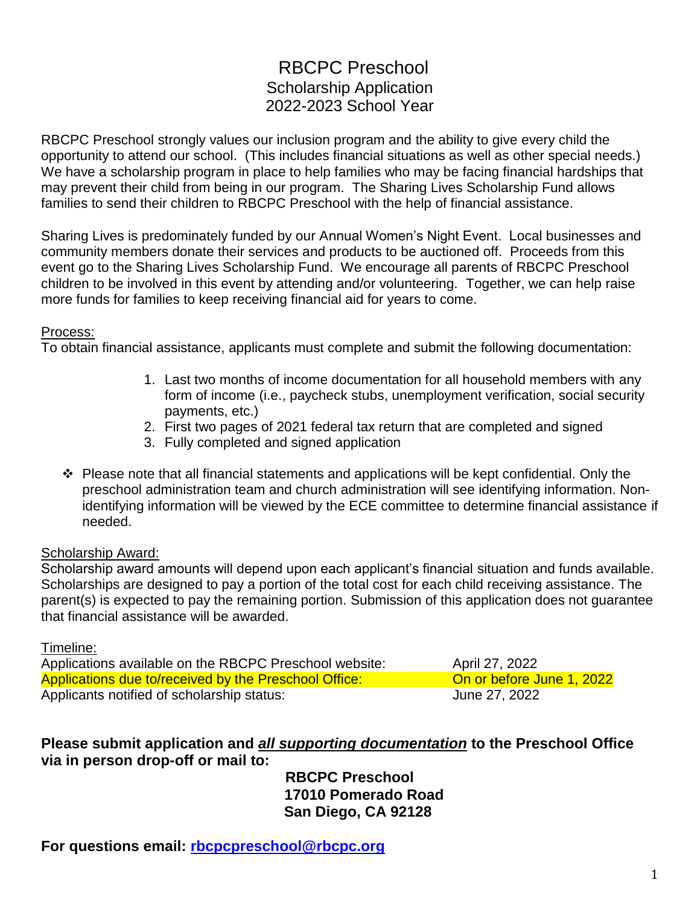# RBCPC Preschool

## Scholarship Application

## 2022-2023 School Year

RBCPC Preschool strongly values our inclusion program and the ability to give every child the opportunity to attend our school. (This includes financial situations as well as other special needs.) We have a scholarship program in place to help families who may be facing financial hardships that may prevent their child from being in our program. The Sharing Lives Scholarship Fund allows families to send their children to RBCPC Preschool with the help of financial assistance.

Sharing Lives is predominately funded by our Annual Women's Night Event. Local businesses and community members donate their services and products to be auctioned off. Proceeds from this event go to the Sharing Lives Scholarship Fund. We encourage all parents of RBCPC Preschool children to be involved in this event by attending and/or volunteering. Together, we can help raise more funds for families to keep receiving financial aid for years to come.

Process:

To obtain financial assistance, applicants must complete and submit the following documentation:

1. Last two months of income documentation for all household members with any form of income (i.e., paycheck stubs, unemployment verification, social security payments, etc.)
2. First two pages of 2021 federal tax return that are completed and signed
3. Fully completed and signed application

- Please note that all financial statements and applications will be kept confidential. Only the preschool administration team and church administration will see identifying information. Non-identifying information will be viewed by the ECE committee to determine financial assistance if needed.

Scholarship Award:

Scholarship award amounts will depend upon each applicant's financial situation and funds available. Scholarships are designed to pay a portion of the total cost for each child receiving assistance. The parent(s) is expected to pay the remaining portion. Submission of this application does not guarantee that financial assistance will be awarded.

Timeline:

| | |
|---|---|
| Applications available on the RBCPC Preschool website: | April 27, 2022 |
| Applications due to/received by the Preschool Office: | On or before June 1, 2022 |
| Applicants notified of scholarship status: | June 27, 2022 |

**Please submit application and *all supporting documentation* to the Preschool Office via in person drop-off or mail to:**

**RBCPC Preschool**
**17010 Pomerado Road**
**San Diego, CA 92128**

**For questions email: rbcpcpreschool@rbcpc.org**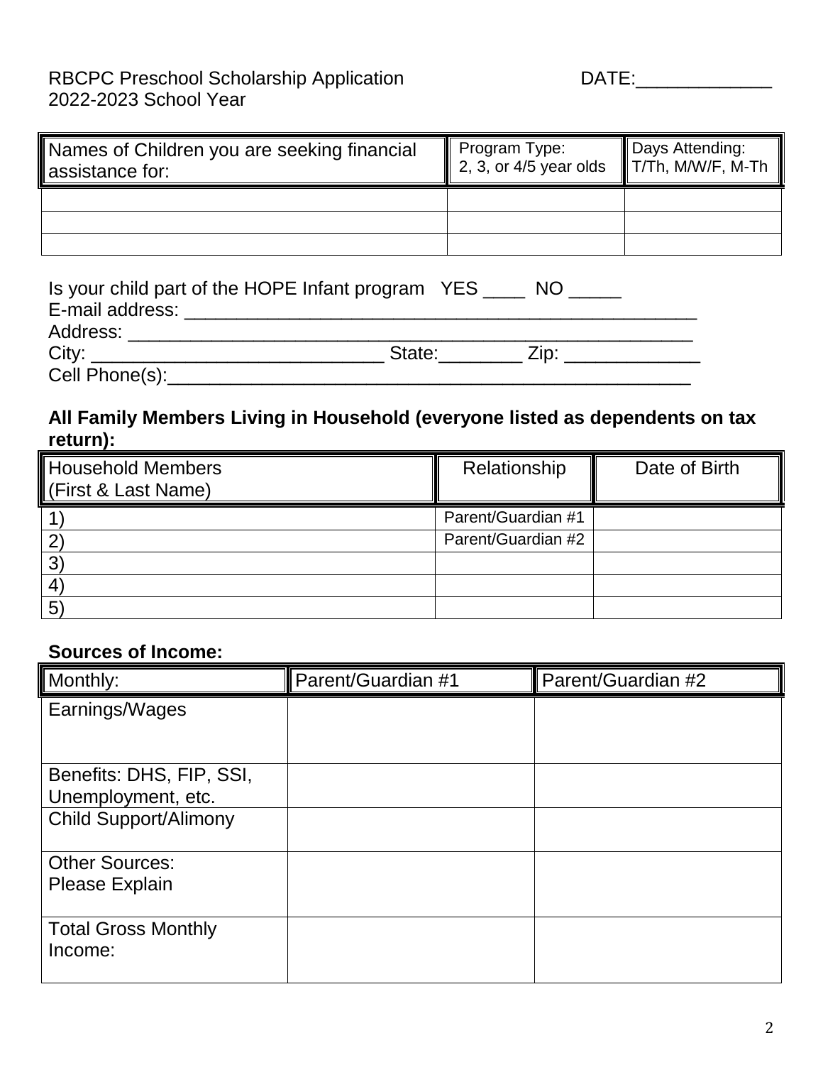RBCPC Preschool Scholarship Application DATE:_____________
2022-2023 School Year

| Names of Children you are seeking financial assistance for: | Program Type: 2, 3, or 4/5 year olds | Days Attending: T/Th, M/W/F, M-Th |
|---|---|---|
| | | |
| | | |
| | | |

Is your child part of the HOPE Infant program YES ____ NO _____
E-mail address: ________________________________________________
Address: ____________________________________________________
City: ___________________________ State:________ Zip: _____________
Cell Phone(s):_________________________________________________

**All Family Members Living in Household (everyone listed as dependents on tax return):**

| Household Members (First & Last Name) | Relationship | Date of Birth |
|---|---|---|
| 1) | Parent/Guardian #1 | |
| 2) | Parent/Guardian #2 | |
| 3) | | |
| 4) | | |
| 5) | | |

**Sources of Income:**

| Monthly: | Parent/Guardian #1 | Parent/Guardian #2 |
|---|---|---|
| Earnings/Wages | | |
| Benefits: DHS, FIP, SSI, Unemployment, etc. | | |
| Child Support/Alimony | | |
| Other Sources: Please Explain | | |
| Total Gross Monthly Income: | | |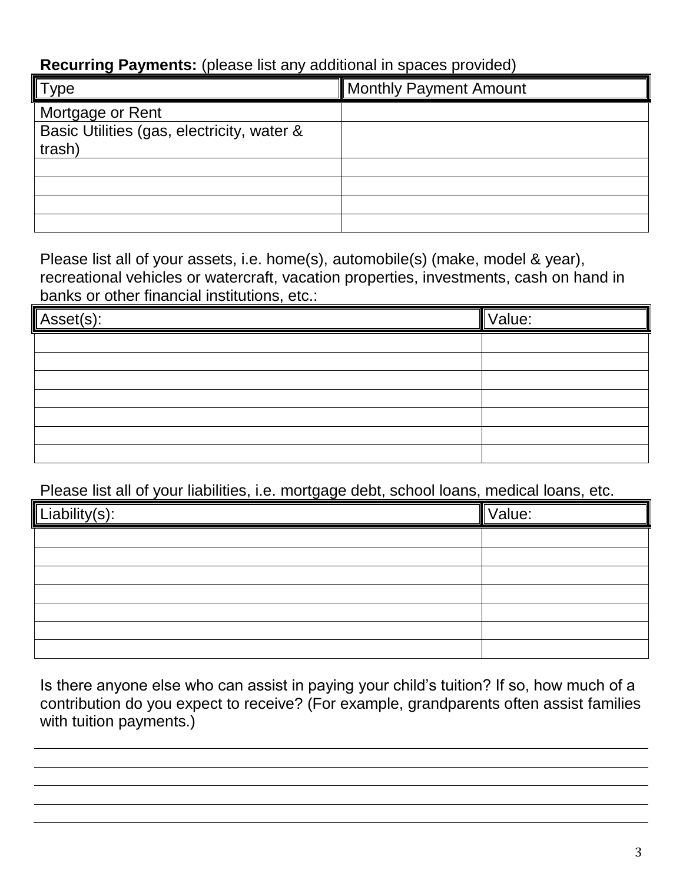**Recurring Payments:** (please list any additional in spaces provided)

| Type | Monthly Payment Amount |
| --- | --- |
| Mortgage or Rent | |
| Basic Utilities (gas, electricity, water & trash) | |
| | |
| | |
| | |
| | |

Please list all of your assets, i.e. home(s), automobile(s) (make, model & year), recreational vehicles or watercraft, vacation properties, investments, cash on hand in banks or other financial institutions, etc.:

| Asset(s): | Value: |
| --- | --- |
| | |
| | |
| | |
| | |
| | |
| | |
| | |

Please list all of your liabilities, i.e. mortgage debt, school loans, medical loans, etc.

| Liability(s): | Value: |
| --- | --- |
| | |
| | |
| | |
| | |
| | |
| | |
| | |

Is there anyone else who can assist in paying your child's tuition? If so, how much of a contribution do you expect to receive? (For example, grandparents often assist families with tuition payments.)

\_\_\_\_\_\_\_\_\_\_\_\_\_\_\_\_\_\_\_\_\_\_\_\_\_\_\_\_\_\_\_\_\_\_\_\_\_\_\_\_\_\_\_\_\_\_\_\_\_\_\_\_\_\_\_\_\_\_\_\_

\_\_\_\_\_\_\_\_\_\_\_\_\_\_\_\_\_\_\_\_\_\_\_\_\_\_\_\_\_\_\_\_\_\_\_\_\_\_\_\_\_\_\_\_\_\_\_\_\_\_\_\_\_\_\_\_\_\_\_\_

\_\_\_\_\_\_\_\_\_\_\_\_\_\_\_\_\_\_\_\_\_\_\_\_\_\_\_\_\_\_\_\_\_\_\_\_\_\_\_\_\_\_\_\_\_\_\_\_\_\_\_\_\_\_\_\_\_\_\_\_

\_\_\_\_\_\_\_\_\_\_\_\_\_\_\_\_\_\_\_\_\_\_\_\_\_\_\_\_\_\_\_\_\_\_\_\_\_\_\_\_\_\_\_\_\_\_\_\_\_\_\_\_\_\_\_\_\_\_\_\_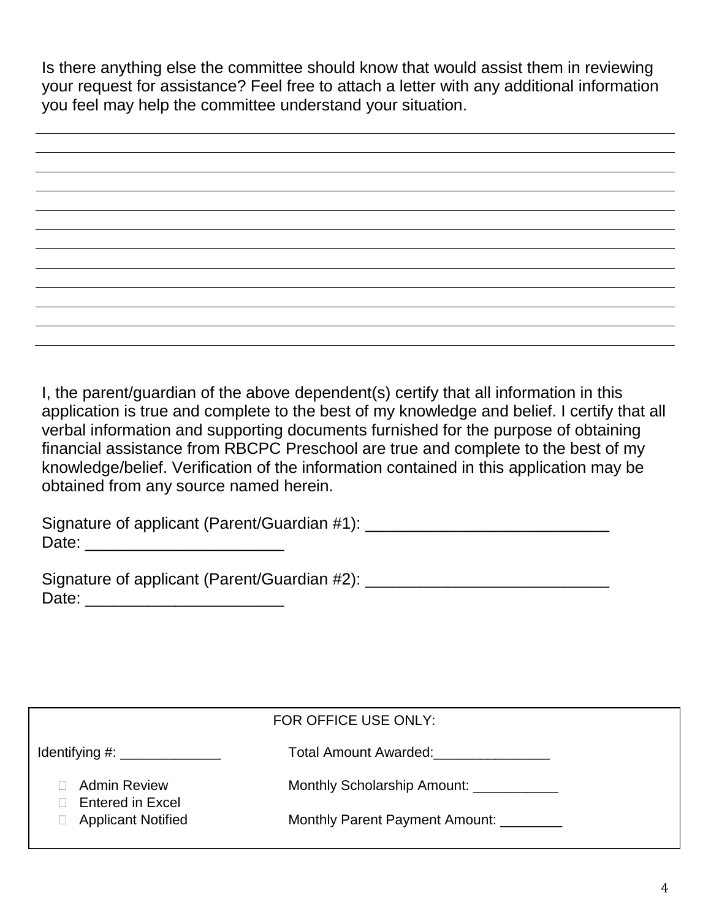Is there anything else the committee should know that would assist them in reviewing your request for assistance? Feel free to attach a letter with any additional information you feel may help the committee understand your situation.

_______________________________________________________________________________
_______________________________________________________________________________
_______________________________________________________________________________
_______________________________________________________________________________
_______________________________________________________________________________
_______________________________________________________________________________
_______________________________________________________________________________
_______________________________________________________________________________
_______________________________________________________________________________
_______________________________________________________________________________
_______________________________________________________________________________

I, the parent/guardian of the above dependent(s) certify that all information in this application is true and complete to the best of my knowledge and belief. I certify that all verbal information and supporting documents furnished for the purpose of obtaining financial assistance from RBCPC Preschool are true and complete to the best of my knowledge/belief. Verification of the information contained in this application may be obtained from any source named herein.

Signature of applicant (Parent/Guardian #1): ___________________________
Date: ______________________

Signature of applicant (Parent/Guardian #2): ___________________________
Date: ______________________

FOR OFFICE USE ONLY:

Identifying #: _____________

Total Amount Awarded:_______________

- ☐ Admin Review
- ☐ Entered in Excel
- ☐ Applicant Notified

Monthly Scholarship Amount: ___________

Monthly Parent Payment Amount: ________